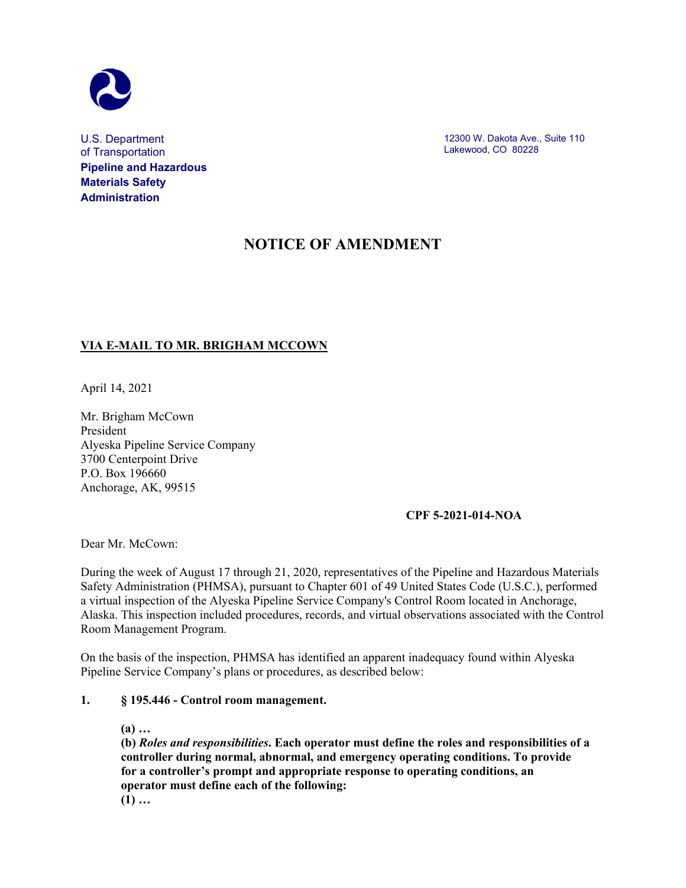U.S. Department of Transportation
**Pipeline and Hazardous Materials Safety Administration**

12300 W. Dakota Ave., Suite 110
Lakewood, CO 80228

# NOTICE OF AMENDMENT

**VIA E-MAIL TO MR. BRIGHAM MCCOWN**

April 14, 2021

Mr. Brigham McCown
President
Alyeska Pipeline Service Company
3700 Centerpoint Drive
P.O. Box 196660
Anchorage, AK, 99515

**CPF 5-2021-014-NOA**

Dear Mr. McCown:

During the week of August 17 through 21, 2020, representatives of the Pipeline and Hazardous Materials Safety Administration (PHMSA), pursuant to Chapter 601 of 49 United States Code (U.S.C.), performed a virtual inspection of the Alyeska Pipeline Service Company's Control Room located in Anchorage, Alaska. This inspection included procedures, records, and virtual observations associated with the Control Room Management Program.

On the basis of the inspection, PHMSA has identified an apparent inadequacy found within Alyeska Pipeline Service Company's plans or procedures, as described below:

**1. § 195.446 - Control room management.**

**(a) …**
**(b) *Roles and responsibilities*. Each operator must define the roles and responsibilities of a controller during normal, abnormal, and emergency operating conditions. To provide for a controller's prompt and appropriate response to operating conditions, an operator must define each of the following:**
**(1) …**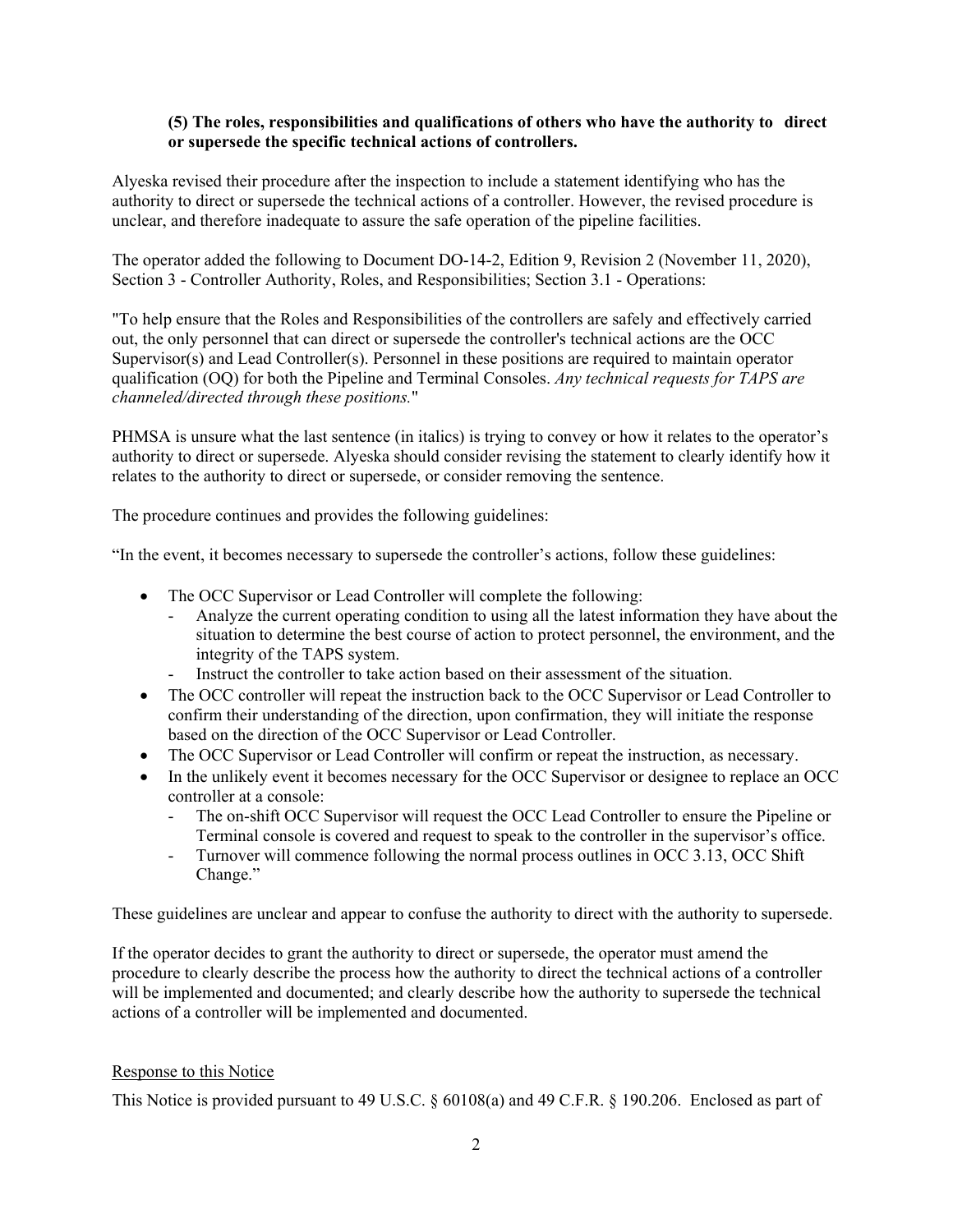**(5) The roles, responsibilities and qualifications of others who have the authority to direct or supersede the specific technical actions of controllers.**

Alyeska revised their procedure after the inspection to include a statement identifying who has the authority to direct or supersede the technical actions of a controller. However, the revised procedure is unclear, and therefore inadequate to assure the safe operation of the pipeline facilities.

The operator added the following to Document DO-14-2, Edition 9, Revision 2 (November 11, 2020), Section 3 - Controller Authority, Roles, and Responsibilities; Section 3.1 - Operations:

"To help ensure that the Roles and Responsibilities of the controllers are safely and effectively carried out, the only personnel that can direct or supersede the controller's technical actions are the OCC Supervisor(s) and Lead Controller(s). Personnel in these positions are required to maintain operator qualification (OQ) for both the Pipeline and Terminal Consoles. *Any technical requests for TAPS are channeled/directed through these positions.*"

PHMSA is unsure what the last sentence (in italics) is trying to convey or how it relates to the operator's authority to direct or supersede. Alyeska should consider revising the statement to clearly identify how it relates to the authority to direct or supersede, or consider removing the sentence.

The procedure continues and provides the following guidelines:

"In the event, it becomes necessary to supersede the controller's actions, follow these guidelines:

- The OCC Supervisor or Lead Controller will complete the following:
  - Analyze the current operating condition to using all the latest information they have about the situation to determine the best course of action to protect personnel, the environment, and the integrity of the TAPS system.
  - Instruct the controller to take action based on their assessment of the situation.
- The OCC controller will repeat the instruction back to the OCC Supervisor or Lead Controller to confirm their understanding of the direction, upon confirmation, they will initiate the response based on the direction of the OCC Supervisor or Lead Controller.
- The OCC Supervisor or Lead Controller will confirm or repeat the instruction, as necessary.
- In the unlikely event it becomes necessary for the OCC Supervisor or designee to replace an OCC controller at a console:
  - The on-shift OCC Supervisor will request the OCC Lead Controller to ensure the Pipeline or Terminal console is covered and request to speak to the controller in the supervisor's office.
  - Turnover will commence following the normal process outlines in OCC 3.13, OCC Shift Change."

These guidelines are unclear and appear to confuse the authority to direct with the authority to supersede.

If the operator decides to grant the authority to direct or supersede, the operator must amend the procedure to clearly describe the process how the authority to direct the technical actions of a controller will be implemented and documented; and clearly describe how the authority to supersede the technical actions of a controller will be implemented and documented.

<u>Response to this Notice</u>

This Notice is provided pursuant to 49 U.S.C. § 60108(a) and 49 C.F.R. § 190.206. Enclosed as part of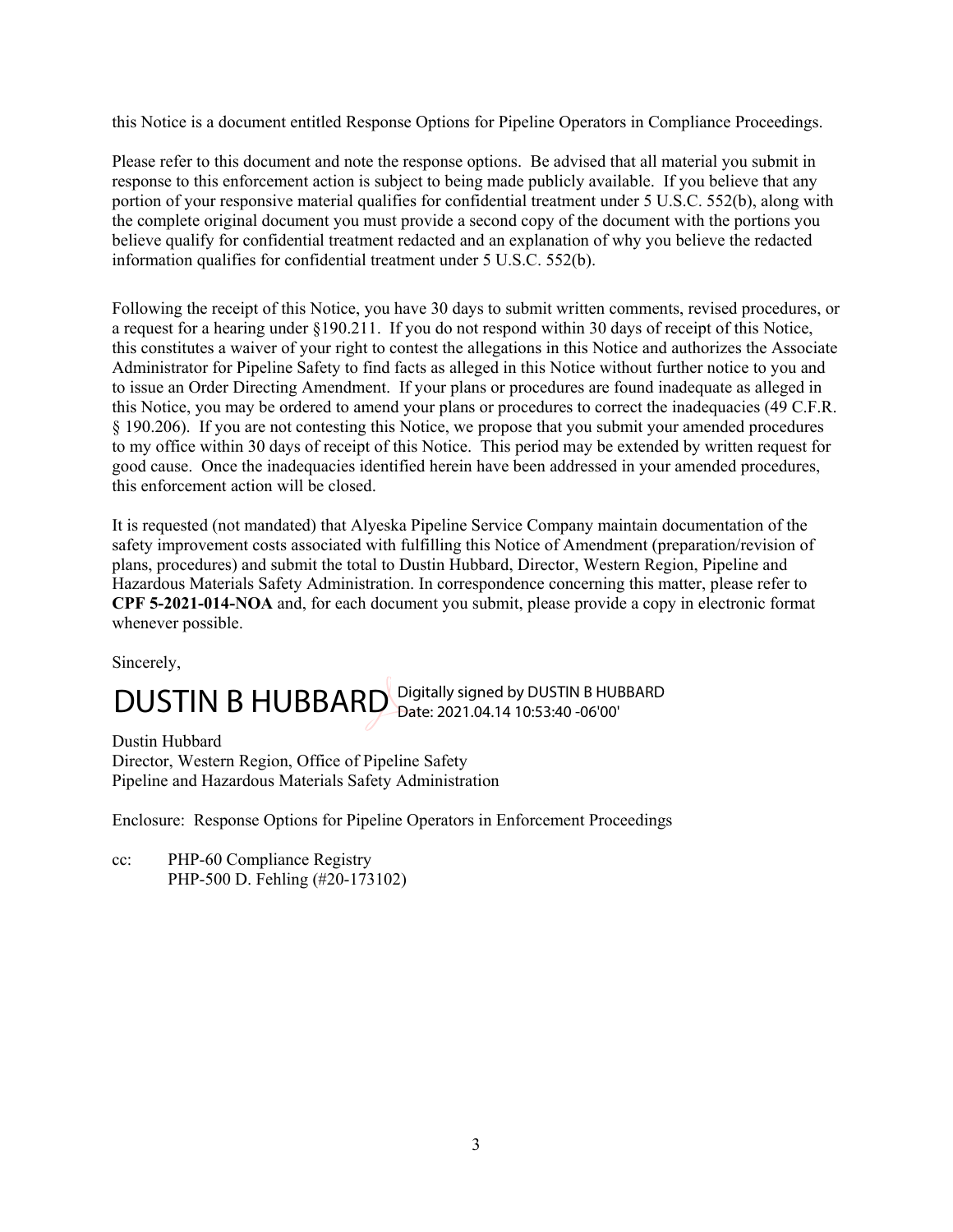this Notice is a document entitled Response Options for Pipeline Operators in Compliance Proceedings.

Please refer to this document and note the response options. Be advised that all material you submit in response to this enforcement action is subject to being made publicly available. If you believe that any portion of your responsive material qualifies for confidential treatment under 5 U.S.C. 552(b), along with the complete original document you must provide a second copy of the document with the portions you believe qualify for confidential treatment redacted and an explanation of why you believe the redacted information qualifies for confidential treatment under 5 U.S.C. 552(b).

Following the receipt of this Notice, you have 30 days to submit written comments, revised procedures, or a request for a hearing under §190.211. If you do not respond within 30 days of receipt of this Notice, this constitutes a waiver of your right to contest the allegations in this Notice and authorizes the Associate Administrator for Pipeline Safety to find facts as alleged in this Notice without further notice to you and to issue an Order Directing Amendment. If your plans or procedures are found inadequate as alleged in this Notice, you may be ordered to amend your plans or procedures to correct the inadequacies (49 C.F.R. § 190.206). If you are not contesting this Notice, we propose that you submit your amended procedures to my office within 30 days of receipt of this Notice. This period may be extended by written request for good cause. Once the inadequacies identified herein have been addressed in your amended procedures, this enforcement action will be closed.

It is requested (not mandated) that Alyeska Pipeline Service Company maintain documentation of the safety improvement costs associated with fulfilling this Notice of Amendment (preparation/revision of plans, procedures) and submit the total to Dustin Hubbard, Director, Western Region, Pipeline and Hazardous Materials Safety Administration. In correspondence concerning this matter, please refer to **CPF 5-2021-014-NOA** and, for each document you submit, please provide a copy in electronic format whenever possible.

Sincerely,

DUSTIN B HUBBARD
Digitally signed by DUSTIN B HUBBARD
Date: 2021.04.14 10:53:40 -06'00'

Dustin Hubbard
Director, Western Region, Office of Pipeline Safety
Pipeline and Hazardous Materials Safety Administration

Enclosure: Response Options for Pipeline Operators in Enforcement Proceedings

cc: PHP-60 Compliance Registry
PHP-500 D. Fehling (#20-173102)